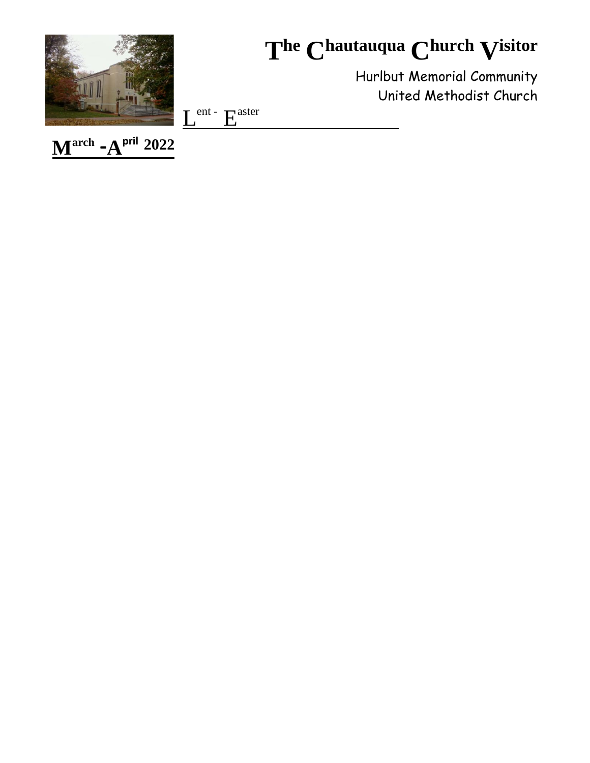# The Chautauqua Church Visitor

Hurlbut Memorial Community
United Methodist Church

Lent - Easter

**March - April 2022**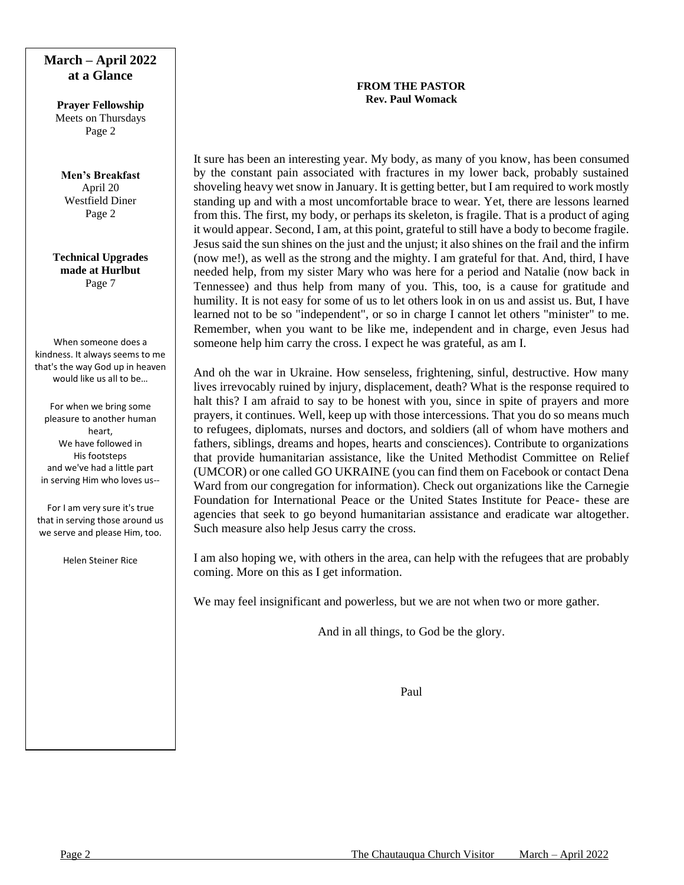## March – April 2022 at a Glance

**Prayer Fellowship**
Meets on Thursdays
Page 2

**Men's Breakfast**
April 20
Westfield Diner
Page 2

**Technical Upgrades made at Hurlbut**
Page 7

When someone does a kindness. It always seems to me that's the way God up in heaven would like us all to be…

For when we bring some pleasure to another human heart,
We have followed in His footsteps
and we've had a little part
in serving Him who loves us--

For I am very sure it's true
that in serving those around us
we serve and please Him, too.

Helen Steiner Rice

## FROM THE PASTOR
**Rev. Paul Womack**

It sure has been an interesting year. My body, as many of you know, has been consumed by the constant pain associated with fractures in my lower back, probably sustained shoveling heavy wet snow in January. It is getting better, but I am required to work mostly standing up and with a most uncomfortable brace to wear. Yet, there are lessons learned from this. The first, my body, or perhaps its skeleton, is fragile. That is a product of aging it would appear. Second, I am, at this point, grateful to still have a body to become fragile. Jesus said the sun shines on the just and the unjust; it also shines on the frail and the infirm (now me!), as well as the strong and the mighty. I am grateful for that. And, third, I have needed help, from my sister Mary who was here for a period and Natalie (now back in Tennessee) and thus help from many of you. This, too, is a cause for gratitude and humility. It is not easy for some of us to let others look in on us and assist us. But, I have learned not to be so "independent", or so in charge I cannot let others "minister" to me. Remember, when you want to be like me, independent and in charge, even Jesus had someone help him carry the cross. I expect he was grateful, as am I.

And oh the war in Ukraine. How senseless, frightening, sinful, destructive. How many lives irrevocably ruined by injury, displacement, death? What is the response required to halt this? I am afraid to say to be honest with you, since in spite of prayers and more prayers, it continues. Well, keep up with those intercessions. That you do so means much to refugees, diplomats, nurses and doctors, and soldiers (all of whom have mothers and fathers, siblings, dreams and hopes, hearts and consciences). Contribute to organizations that provide humanitarian assistance, like the United Methodist Committee on Relief (UMCOR) or one called GO UKRAINE (you can find them on Facebook or contact Dena Ward from our congregation for information). Check out organizations like the Carnegie Foundation for International Peace or the United States Institute for Peace- these are agencies that seek to go beyond humanitarian assistance and eradicate war altogether. Such measure also help Jesus carry the cross.

I am also hoping we, with others in the area, can help with the refugees that are probably coming. More on this as I get information.

We may feel insignificant and powerless, but we are not when two or more gather.

And in all things, to God be the glory.

Paul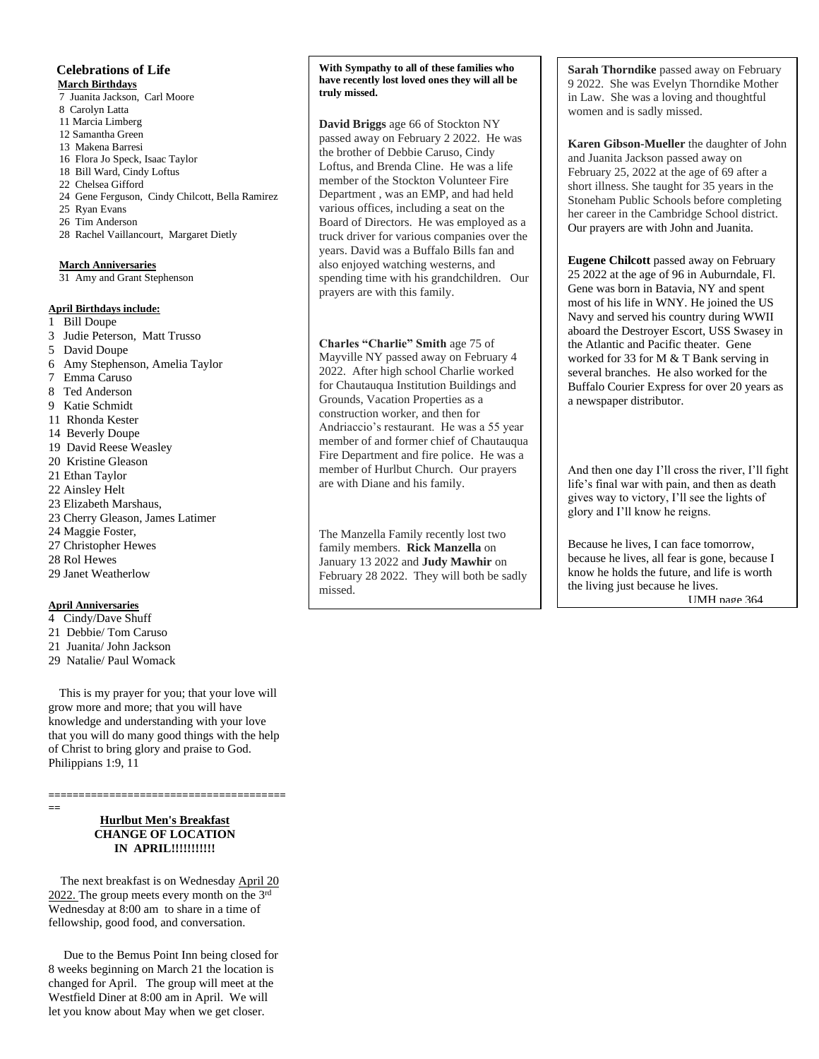## Celebrations of Life

**March Birthdays**

7 Juanita Jackson, Carl Moore
8 Carolyn Latta
11 Marcia Limberg
12 Samantha Green
13 Makena Barresi
16 Flora Jo Speck, Isaac Taylor
18 Bill Ward, Cindy Loftus
22 Chelsea Gifford
24 Gene Ferguson, Cindy Chilcott, Bella Ramirez
25 Ryan Evans
26 Tim Anderson
28 Rachel Vaillancourt, Margaret Dietly

**March Anniversaries**

31 Amy and Grant Stephenson

**April Birthdays include:**

1 Bill Doupe
3 Judie Peterson, Matt Trusso
5 David Doupe
6 Amy Stephenson, Amelia Taylor
7 Emma Caruso
8 Ted Anderson
9 Katie Schmidt
11 Rhonda Kester
14 Beverly Doupe
19 David Reese Weasley
20 Kristine Gleason
21 Ethan Taylor
22 Ainsley Helt
23 Elizabeth Marshaus,
23 Cherry Gleason, James Latimer
24 Maggie Foster,
27 Christopher Hewes
28 Rol Hewes
29 Janet Weatherlow

**April Anniversaries**

4 Cindy/Dave Shuff
21 Debbie/ Tom Caruso
21 Juanita/ John Jackson
29 Natalie/ Paul Womack

This is my prayer for you; that your love will grow more and more; that you will have knowledge and understanding with your love that you will do many good things with the help of Christ to bring glory and praise to God. Philippians 1:9, 11

========================================

**Hurlbut Men's Breakfast**
**CHANGE OF LOCATION**
**IN APRIL!!!!!!!!!!**

The next breakfast is on Wednesday April 20 2022. The group meets every month on the 3rd Wednesday at 8:00 am to share in a time of fellowship, good food, and conversation.

Due to the Bemus Point Inn being closed for 8 weeks beginning on March 21 the location is changed for April. The group will meet at the Westfield Diner at 8:00 am in April. We will let you know about May when we get closer.

**With Sympathy to all of these families who have recently lost loved ones they will all be truly missed.**

**David Briggs** age 66 of Stockton NY passed away on February 2 2022. He was the brother of Debbie Caruso, Cindy Loftus, and Brenda Cline. He was a life member of the Stockton Volunteer Fire Department , was an EMP, and had held various offices, including a seat on the Board of Directors. He was employed as a truck driver for various companies over the years. David was a Buffalo Bills fan and also enjoyed watching westerns, and spending time with his grandchildren. Our prayers are with this family.

**Charles "Charlie" Smith** age 75 of Mayville NY passed away on February 4 2022. After high school Charlie worked for Chautauqua Institution Buildings and Grounds, Vacation Properties as a construction worker, and then for Andriaccio's restaurant. He was a 55 year member of and former chief of Chautauqua Fire Department and fire police. He was a member of Hurlbut Church. Our prayers are with Diane and his family.

The Manzella Family recently lost two family members. **Rick Manzella** on January 13 2022 and **Judy Mawhir** on February 28 2022. They will both be sadly missed.

**Sarah Thorndike** passed away on February 9 2022. She was Evelyn Thorndike Mother in Law. She was a loving and thoughtful women and is sadly missed.

**Karen Gibson-Mueller** the daughter of John and Juanita Jackson passed away on February 25, 2022 at the age of 69 after a short illness. She taught for 35 years in the Stoneham Public Schools before completing her career in the Cambridge School district. Our prayers are with John and Juanita.

**Eugene Chilcott** passed away on February 25 2022 at the age of 96 in Auburndale, Fl. Gene was born in Batavia, NY and spent most of his life in WNY. He joined the US Navy and served his country during WWII aboard the Destroyer Escort, USS Swasey in the Atlantic and Pacific theater. Gene worked for 33 for M & T Bank serving in several branches. He also worked for the Buffalo Courier Express for over 20 years as a newspaper distributor.

And then one day I'll cross the river, I'll fight life's final war with pain, and then as death gives way to victory, I'll see the lights of glory and I'll know he reigns.

Because he lives, I can face tomorrow, because he lives, all fear is gone, because I know he holds the future, and life is worth the living just because he lives.

UMH page 364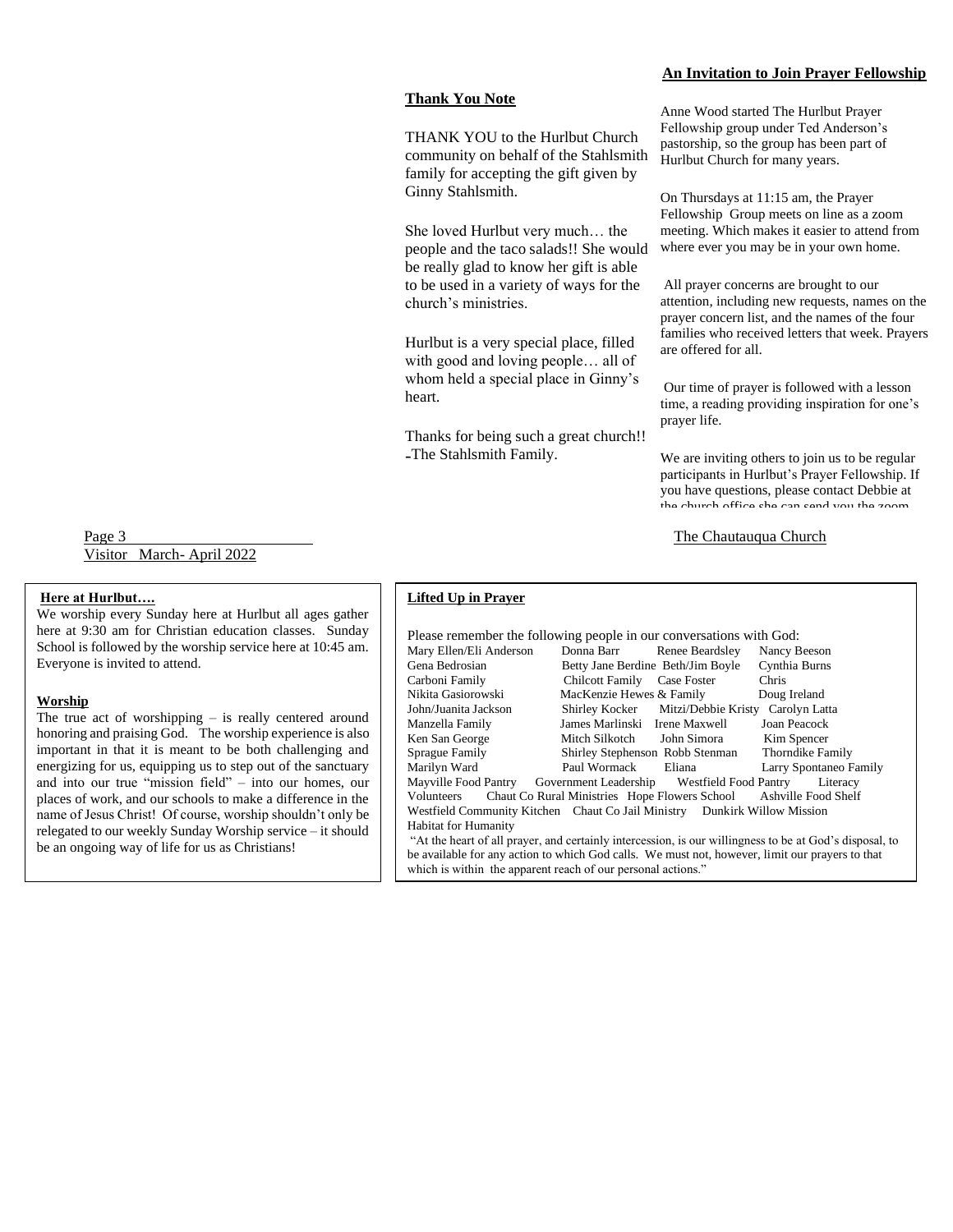## Thank You Note

THANK YOU to the Hurlbut Church community on behalf of the Stahlsmith family for accepting the gift given by Ginny Stahlsmith.

She loved Hurlbut very much… the people and the taco salads!! She would be really glad to know her gift is able to be used in a variety of ways for the church's ministries.

Hurlbut is a very special place, filled with good and loving people… all of whom held a special place in Ginny's heart.

Thanks for being such a great church!!
-The Stahlsmith Family.

## An Invitation to Join Prayer Fellowship

Anne Wood started The Hurlbut Prayer Fellowship group under Ted Anderson's pastorship, so the group has been part of Hurlbut Church for many years.

On Thursdays at 11:15 am, the Prayer Fellowship Group meets on line as a zoom meeting. Which makes it easier to attend from where ever you may be in your own home.

All prayer concerns are brought to our attention, including new requests, names on the prayer concern list, and the names of the four families who received letters that week. Prayers are offered for all.

Our time of prayer is followed with a lesson time, a reading providing inspiration for one's prayer life.

We are inviting others to join us to be regular participants in Hurlbut's Prayer Fellowship. If you have questions, please contact Debbie at the church office she can send you the zoom

Visitor March- April 2022

The Chautauqua Church

**Here at Hurlbut….**

We worship every Sunday here at Hurlbut all ages gather here at 9:30 am for Christian education classes. Sunday School is followed by the worship service here at 10:45 am. Everyone is invited to attend.

**Worship**

The true act of worshipping – is really centered around honoring and praising God. The worship experience is also important in that it is meant to be both challenging and energizing for us, equipping us to step out of the sanctuary and into our true "mission field" – into our homes, our places of work, and our schools to make a difference in the name of Jesus Christ! Of course, worship shouldn't only be relegated to our weekly Sunday Worship service – it should be an ongoing way of life for us as Christians!

**Lifted Up in Prayer**

Please remember the following people in our conversations with God:

Mary Ellen/Eli Anderson, Donna Barr, Renee Beardsley, Nancy Beeson, Gena Bedrosian, Betty Jane Berdine, Beth/Jim Boyle, Cynthia Burns, Carboni Family, Chilcott Family, Case Foster, Chris, Nikita Gasiorowski, MacKenzie Hewes & Family, Doug Ireland, John/Juanita Jackson, Shirley Kocker, Mitzi/Debbie Kristy, Carolyn Latta, Manzella Family, James Marlinski, Irene Maxwell, Joan Peacock, Ken San George, Mitch Silkotch, John Simora, Kim Spencer, Sprague Family, Shirley Stephenson, Robb Stenman, Thorndike Family, Marilyn Ward, Paul Wormack, Eliana, Larry Spontaneo Family, Mayville Food Pantry, Government Leadership, Westfield Food Pantry, Literacy Volunteers, Chaut Co Rural Ministries, Hope Flowers School, Ashville Food Shelf, Westfield Community Kitchen, Chaut Co Jail Ministry, Dunkirk Willow Mission, Habitat for Humanity

"At the heart of all prayer, and certainly intercession, is our willingness to be at God's disposal, to be available for any action to which God calls. We must not, however, limit our prayers to that which is within the apparent reach of our personal actions."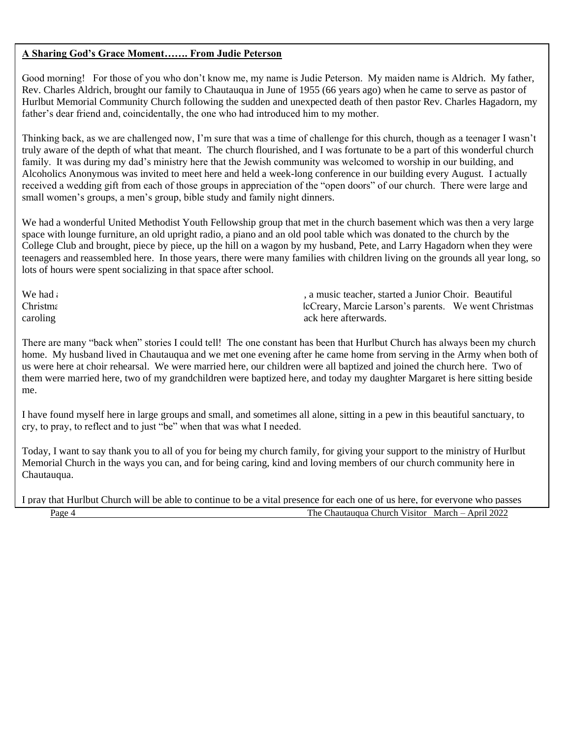**A Sharing God's Grace Moment……. From Judie Peterson**

Good morning! For those of you who don't know me, my name is Judie Peterson. My maiden name is Aldrich. My father, Rev. Charles Aldrich, brought our family to Chautauqua in June of 1955 (66 years ago) when he came to serve as pastor of Hurlbut Memorial Community Church following the sudden and unexpected death of then pastor Rev. Charles Hagadorn, my father's dear friend and, coincidentally, the one who had introduced him to my mother.

Thinking back, as we are challenged now, I'm sure that was a time of challenge for this church, though as a teenager I wasn't truly aware of the depth of what that meant. The church flourished, and I was fortunate to be a part of this wonderful church family. It was during my dad's ministry here that the Jewish community was welcomed to worship in our building, and Alcoholics Anonymous was invited to meet here and held a week-long conference in our building every August. I actually received a wedding gift from each of those groups in appreciation of the "open doors" of our church. There were large and small women's groups, a men's group, bible study and family night dinners.

We had a wonderful United Methodist Youth Fellowship group that met in the church basement which was then a very large space with lounge furniture, an old upright radio, a piano and an old pool table which was donated to the church by the College Club and brought, piece by piece, up the hill on a wagon by my husband, Pete, and Larry Hagadorn when they were teenagers and reassembled here. In those years, there were many families with children living on the grounds all year long, so lots of hours were spent socializing in that space after school.

We had a … , a music teacher, started a Junior Choir. Beautiful Christma… lcCreary, Marcie Larson's parents. We went Christmas caroling … ack here afterwards.

There are many "back when" stories I could tell! The one constant has been that Hurlbut Church has always been my church home. My husband lived in Chautauqua and we met one evening after he came home from serving in the Army when both of us were here at choir rehearsal. We were married here, our children were all baptized and joined the church here. Two of them were married here, two of my grandchildren were baptized here, and today my daughter Margaret is here sitting beside me.

I have found myself here in large groups and small, and sometimes all alone, sitting in a pew in this beautiful sanctuary, to cry, to pray, to reflect and to just "be" when that was what I needed.

Today, I want to say thank you to all of you for being my church family, for giving your support to the ministry of Hurlbut Memorial Church in the ways you can, and for being caring, kind and loving members of our church community here in Chautauqua.

I pray that Hurlbut Church will be able to continue to be a vital presence for each one of us here, for everyone who passes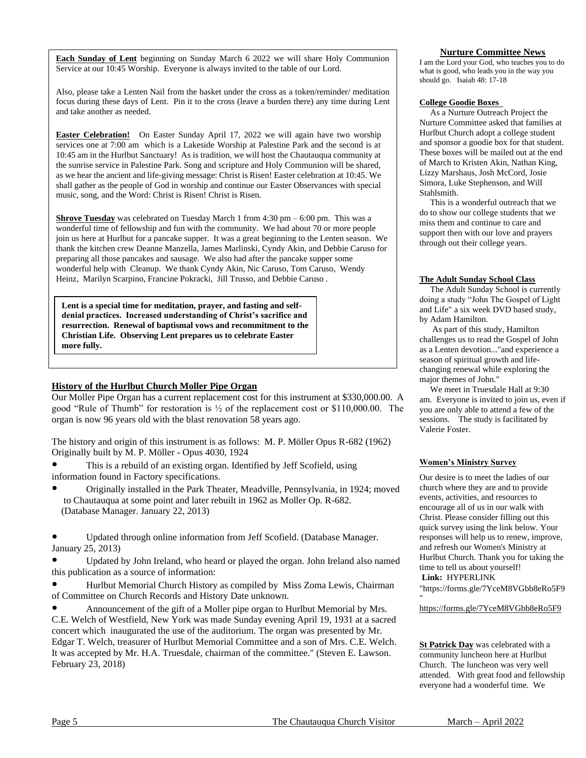**Each Sunday of Lent** beginning on Sunday March 6 2022 we will share Holy Communion Service at our 10:45 Worship. Everyone is always invited to the table of our Lord.

Also, please take a Lenten Nail from the basket under the cross as a token/reminder/ meditation focus during these days of Lent. Pin it to the cross (leave a burden there) any time during Lent and take another as needed.

**Easter Celebration!** On Easter Sunday April 17, 2022 we will again have two worship services one at 7:00 am which is a Lakeside Worship at Palestine Park and the second is at 10:45 am in the Hurlbut Sanctuary! As is tradition, we will host the Chautauqua community at the sunrise service in Palestine Park. Song and scripture and Holy Communion will be shared, as we hear the ancient and life-giving message: Christ is Risen! Easter celebration at 10:45. We shall gather as the people of God in worship and continue our Easter Observances with special music, song, and the Word: Christ is Risen! Christ is Risen.

**Shrove Tuesday** was celebrated on Tuesday March 1 from 4:30 pm – 6:00 pm. This was a wonderful time of fellowship and fun with the community. We had about 70 or more people join us here at Hurlbut for a pancake supper. It was a great beginning to the Lenten season. We thank the kitchen crew Deanne Manzella, James Marlinski, Cyndy Akin, and Debbie Caruso for preparing all those pancakes and sausage. We also had after the pancake supper some wonderful help with Cleanup. We thank Cyndy Akin, Nic Caruso, Tom Caruso, Wendy Heinz, Marilyn Scarpino, Francine Pokracki, Jill Trusso, and Debbie Caruso .

**Lent is a special time for meditation, prayer, and fasting and self-denial practices. Increased understanding of Christ's sacrifice and resurrection. Renewal of baptismal vows and recommitment to the Christian Life. Observing Lent prepares us to celebrate Easter more fully.**

## History of the Hurlbut Church Moller Pipe Organ

Our Moller Pipe Organ has a current replacement cost for this instrument at $330,000.00. A good "Rule of Thumb" for restoration is ½ of the replacement cost or $110,000.00. The organ is now 96 years old with the blast renovation 58 years ago.

The history and origin of this instrument is as follows: M. P. Möller Opus R-682 (1962) Originally built by M. P. Möller - Opus 4030, 1924

- This is a rebuild of an existing organ. Identified by Jeff Scofield, using information found in Factory specifications.
- Originally installed in the Park Theater, Meadville, Pennsylvania, in 1924; moved to Chautauqua at some point and later rebuilt in 1962 as Moller Op. R-682. (Database Manager. January 22, 2013)
- Updated through online information from Jeff Scofield. (Database Manager. January 25, 2013)
- Updated by John Ireland, who heard or played the organ. John Ireland also named this publication as a source of information:
- Hurlbut Memorial Church History as compiled by Miss Zoma Lewis, Chairman of Committee on Church Records and History Date unknown.
- Announcement of the gift of a Moller pipe organ to Hurlbut Memorial by Mrs. C.E. Welch of Westfield, New York was made Sunday evening April 19, 1931 at a sacred concert which inaugurated the use of the auditorium. The organ was presented by Mr. Edgar T. Welch, treasurer of Hurlbut Memorial Committee and a son of Mrs. C.E. Welch. It was accepted by Mr. H.A. Truesdale, chairman of the committee." (Steven E. Lawson. February 23, 2018)

## Nurture Committee News

I am the Lord your God, who teaches you to do what is good, who leads you in the way you should go. Isaiah 48: 17-18

**College Goodie Boxes**

As a Nurture Outreach Project the Nurture Committee asked that families at Hurlbut Church adopt a college student and sponsor a goodie box for that student. These boxes will be mailed out at the end of March to Kristen Akin, Nathan King, Lizzy Marshaus, Josh McCord, Josie Simora, Luke Stephenson, and Will Stahlsmith.

This is a wonderful outreach that we do to show our college students that we miss them and continue to care and support then with our love and prayers through out their college years.

**The Adult Sunday School Class**

The Adult Sunday School is currently doing a study "John The Gospel of Light and Life" a six week DVD based study, by Adam Hamilton.

As part of this study, Hamilton challenges us to read the Gospel of John as a Lenten devotion..."and experience a season of spiritual growth and life-changing renewal while exploring the major themes of John."

We meet in Truesdale Hall at 9:30 am. Everyone is invited to join us, even if you are only able to attend a few of the sessions. The study is facilitated by Valerie Foster.

**Women's Ministry Survey**

Our desire is to meet the ladies of our church where they are and to provide events, activities, and resources to encourage all of us in our walk with Christ. Please consider filling out this quick survey using the link below. Your responses will help us to renew, improve, and refresh our Women's Ministry at Hurlbut Church. Thank you for taking the time to tell us about yourself!

**Link:** HYPERLINK "https://forms.gle/7YceM8VGbb8eRo5F9"

https://forms.gle/7YceM8VGbb8eRo5F9

**St Patrick Day** was celebrated with a community luncheon here at Hurlbut Church. The luncheon was very well attended. With great food and fellowship everyone had a wonderful time. We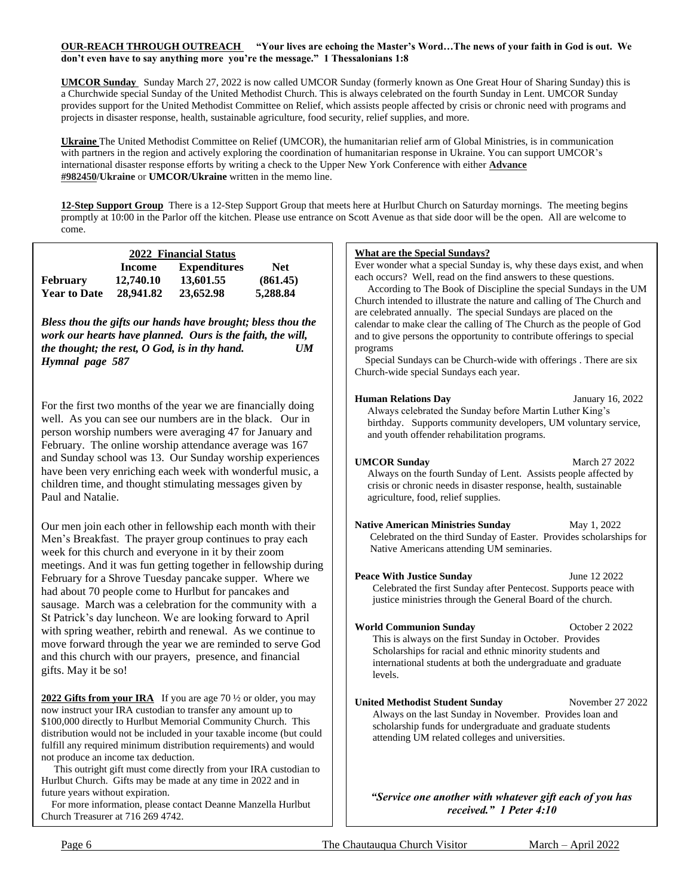**OUR-REACH THROUGH OUTREACH** **"Your lives are echoing the Master's Word…The news of your faith in God is out. We don't even have to say anything more you're the message." 1 Thessalonians 1:8**

**UMCOR Sunday** Sunday March 27, 2022 is now called UMCOR Sunday (formerly known as One Great Hour of Sharing Sunday) this is a Churchwide special Sunday of the United Methodist Church. This is always celebrated on the fourth Sunday in Lent. UMCOR Sunday provides support for the United Methodist Committee on Relief, which assists people affected by crisis or chronic need with programs and projects in disaster response, health, sustainable agriculture, food security, relief supplies, and more.

**Ukraine** The United Methodist Committee on Relief (UMCOR), the humanitarian relief arm of Global Ministries, is in communication with partners in the region and actively exploring the coordination of humanitarian response in Ukraine. You can support UMCOR's international disaster response efforts by writing a check to the Upper New York Conference with either **Advance #982450/Ukraine** or **UMCOR/Ukraine** written in the memo line.

**12-Step Support Group** There is a 12-Step Support Group that meets here at Hurlbut Church on Saturday mornings. The meeting begins promptly at 10:00 in the Parlor off the kitchen. Please use entrance on Scott Avenue as that side door will be the open. All are welcome to come.

**2022 Financial Status**

| | Income | Expenditures | Net |
|---|---|---|---|
| **February** | **12,740.10** | **13,601.55** | **(861.45)** |
| **Year to Date** | **28,941.82** | **23,652.98** | **5,288.84** |

***Bless thou the gifts our hands have brought; bless thou the work our hearts have planned. Ours is the faith, the will, the thought; the rest, O God, is in thy hand. UM Hymnal page 587***

For the first two months of the year we are financially doing well. As you can see our numbers are in the black. Our in person worship numbers were averaging 47 for January and February. The online worship attendance average was 167 and Sunday school was 13. Our Sunday worship experiences have been very enriching each week with wonderful music, a children time, and thought stimulating messages given by Paul and Natalie.

Our men join each other in fellowship each month with their Men's Breakfast. The prayer group continues to pray each week for this church and everyone in it by their zoom meetings. And it was fun getting together in fellowship during February for a Shrove Tuesday pancake supper. Where we had about 70 people come to Hurlbut for pancakes and sausage. March was a celebration for the community with a St Patrick's day luncheon. We are looking forward to April with spring weather, rebirth and renewal. As we continue to move forward through the year we are reminded to serve God and this church with our prayers, presence, and financial gifts. May it be so!

**2022 Gifts from your IRA** If you are age 70 ½ or older, you may now instruct your IRA custodian to transfer any amount up to $100,000 directly to Hurlbut Memorial Community Church. This distribution would not be included in your taxable income (but could fulfill any required minimum distribution requirements) and would not produce an income tax deduction.

This outright gift must come directly from your IRA custodian to Hurlbut Church. Gifts may be made at any time in 2022 and in future years without expiration.

For more information, please contact Deanne Manzella Hurlbut Church Treasurer at 716 269 4742.

**What are the Special Sundays?**

Ever wonder what a special Sunday is, why these days exist, and when each occurs? Well, read on the find answers to these questions.

According to The Book of Discipline the special Sundays in the UM Church intended to illustrate the nature and calling of The Church and are celebrated annually. The special Sundays are placed on the calendar to make clear the calling of The Church as the people of God and to give persons the opportunity to contribute offerings to special programs

Special Sundays can be Church-wide with offerings . There are six Church-wide special Sundays each year.

**Human Relations Day** — January 16, 2022
Always celebrated the Sunday before Martin Luther King's birthday. Supports community developers, UM voluntary service, and youth offender rehabilitation programs.

**UMCOR Sunday** — March 27 2022
Always on the fourth Sunday of Lent. Assists people affected by crisis or chronic needs in disaster response, health, sustainable agriculture, food, relief supplies.

**Native American Ministries Sunday** — May 1, 2022
Celebrated on the third Sunday of Easter. Provides scholarships for Native Americans attending UM seminaries.

**Peace With Justice Sunday** — June 12 2022
Celebrated the first Sunday after Pentecost. Supports peace with justice ministries through the General Board of the church.

**World Communion Sunday** — October 2 2022
This is always on the first Sunday in October. Provides Scholarships for racial and ethnic minority students and international students at both the undergraduate and graduate levels.

**United Methodist Student Sunday** — November 27 2022
Always on the last Sunday in November. Provides loan and scholarship funds for undergraduate and graduate students attending UM related colleges and universities.

***"Service one another with whatever gift each of you has received." 1 Peter 4:10***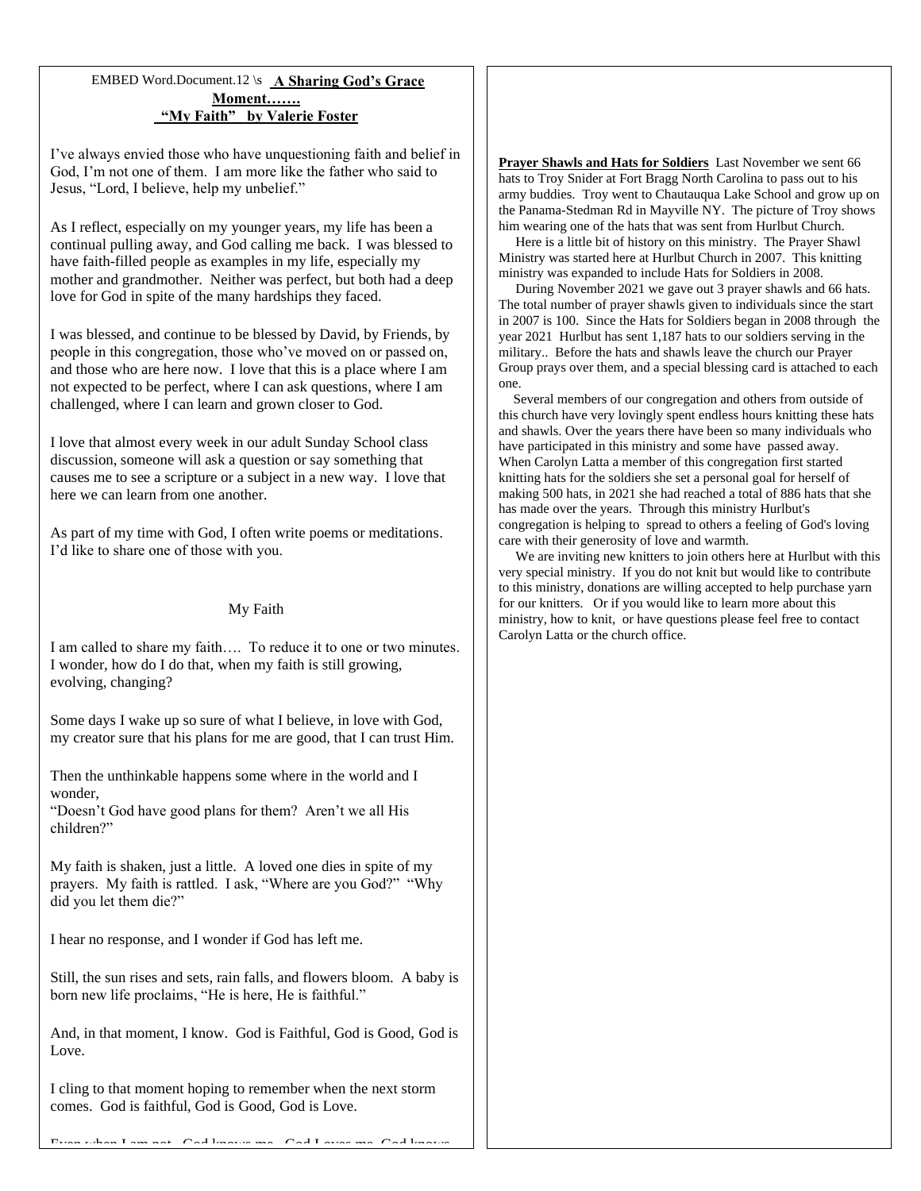EMBED Word.Document.12 \s **A Sharing God's Grace Moment…….**
**"My Faith" by Valerie Foster**

I've always envied those who have unquestioning faith and belief in God, I'm not one of them. I am more like the father who said to Jesus, "Lord, I believe, help my unbelief."

As I reflect, especially on my younger years, my life has been a continual pulling away, and God calling me back. I was blessed to have faith-filled people as examples in my life, especially my mother and grandmother. Neither was perfect, but both had a deep love for God in spite of the many hardships they faced.

I was blessed, and continue to be blessed by David, by Friends, by people in this congregation, those who've moved on or passed on, and those who are here now. I love that this is a place where I am not expected to be perfect, where I can ask questions, where I am challenged, where I can learn and grown closer to God.

I love that almost every week in our adult Sunday School class discussion, someone will ask a question or say something that causes me to see a scripture or a subject in a new way. I love that here we can learn from one another.

As part of my time with God, I often write poems or meditations. I'd like to share one of those with you.

My Faith

I am called to share my faith…. To reduce it to one or two minutes. I wonder, how do I do that, when my faith is still growing, evolving, changing?

Some days I wake up so sure of what I believe, in love with God, my creator sure that his plans for me are good, that I can trust Him.

Then the unthinkable happens some where in the world and I wonder,
"Doesn't God have good plans for them? Aren't we all His children?"

My faith is shaken, just a little. A loved one dies in spite of my prayers. My faith is rattled. I ask, "Where are you God?" "Why did you let them die?"

I hear no response, and I wonder if God has left me.

Still, the sun rises and sets, rain falls, and flowers bloom. A baby is born new life proclaims, "He is here, He is faithful."

And, in that moment, I know. God is Faithful, God is Good, God is Love.

I cling to that moment hoping to remember when the next storm comes. God is faithful, God is Good, God is Love.

Even when I am not, God knows me, God Loves me, God knows

**Prayer Shawls and Hats for Soldiers** Last November we sent 66 hats to Troy Snider at Fort Bragg North Carolina to pass out to his army buddies. Troy went to Chautauqua Lake School and grow up on the Panama-Stedman Rd in Mayville NY. The picture of Troy shows him wearing one of the hats that was sent from Hurlbut Church.

Here is a little bit of history on this ministry. The Prayer Shawl Ministry was started here at Hurlbut Church in 2007. This knitting ministry was expanded to include Hats for Soldiers in 2008.

During November 2021 we gave out 3 prayer shawls and 66 hats. The total number of prayer shawls given to individuals since the start in 2007 is 100. Since the Hats for Soldiers began in 2008 through the year 2021 Hurlbut has sent 1,187 hats to our soldiers serving in the military.. Before the hats and shawls leave the church our Prayer Group prays over them, and a special blessing card is attached to each one.

Several members of our congregation and others from outside of this church have very lovingly spent endless hours knitting these hats and shawls. Over the years there have been so many individuals who have participated in this ministry and some have passed away. When Carolyn Latta a member of this congregation first started knitting hats for the soldiers she set a personal goal for herself of making 500 hats, in 2021 she had reached a total of 886 hats that she has made over the years. Through this ministry Hurlbut's congregation is helping to spread to others a feeling of God's loving care with their generosity of love and warmth.

We are inviting new knitters to join others here at Hurlbut with this very special ministry. If you do not knit but would like to contribute to this ministry, donations are willing accepted to help purchase yarn for our knitters. Or if you would like to learn more about this ministry, how to knit, or have questions please feel free to contact Carolyn Latta or the church office.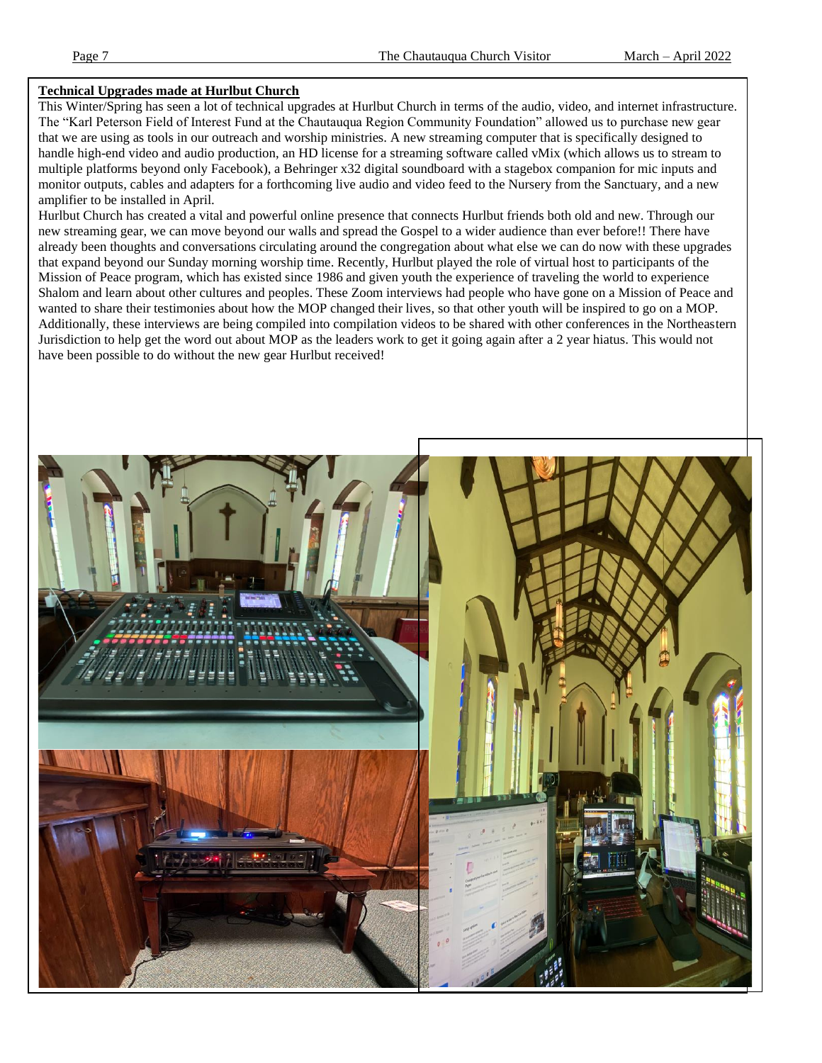**Technical Upgrades made at Hurlbut Church**

This Winter/Spring has seen a lot of technical upgrades at Hurlbut Church in terms of the audio, video, and internet infrastructure. The "Karl Peterson Field of Interest Fund at the Chautauqua Region Community Foundation" allowed us to purchase new gear that we are using as tools in our outreach and worship ministries. A new streaming computer that is specifically designed to handle high-end video and audio production, an HD license for a streaming software called vMix (which allows us to stream to multiple platforms beyond only Facebook), a Behringer x32 digital soundboard with a stagebox companion for mic inputs and monitor outputs, cables and adapters for a forthcoming live audio and video feed to the Nursery from the Sanctuary, and a new amplifier to be installed in April.

Hurlbut Church has created a vital and powerful online presence that connects Hurlbut friends both old and new. Through our new streaming gear, we can move beyond our walls and spread the Gospel to a wider audience than ever before!! There have already been thoughts and conversations circulating around the congregation about what else we can do now with these upgrades that expand beyond our Sunday morning worship time. Recently, Hurlbut played the role of virtual host to participants of the Mission of Peace program, which has existed since 1986 and given youth the experience of traveling the world to experience Shalom and learn about other cultures and peoples. These Zoom interviews had people who have gone on a Mission of Peace and wanted to share their testimonies about how the MOP changed their lives, so that other youth will be inspired to go on a MOP. Additionally, these interviews are being compiled into compilation videos to be shared with other conferences in the Northeastern Jurisdiction to help get the word out about MOP as the leaders work to get it going again after a 2 year hiatus. This would not have been possible to do without the new gear Hurlbut received!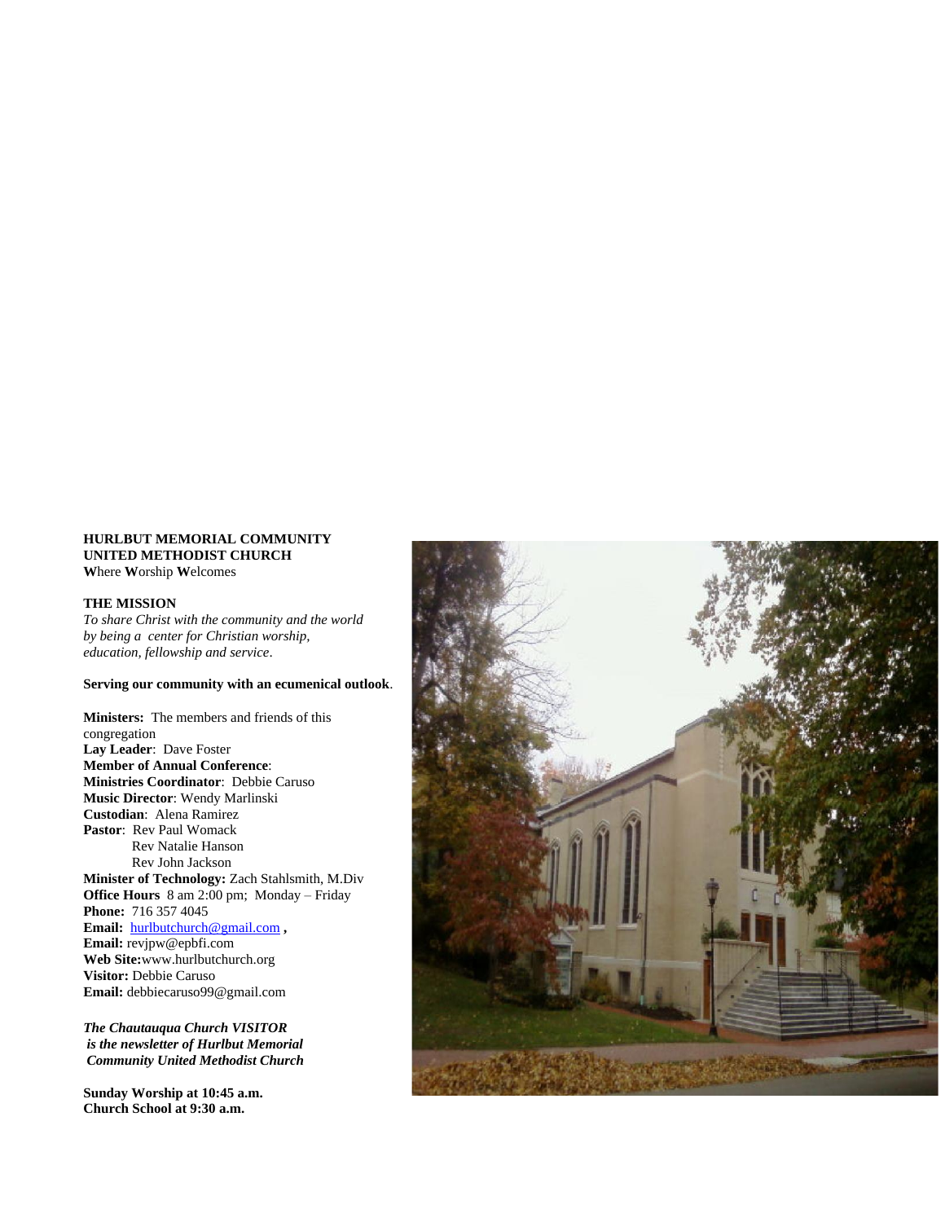**HURLBUT MEMORIAL COMMUNITY UNITED METHODIST CHURCH**
**W**here **W**orship **W**elcomes

**THE MISSION**
*To share Christ with the community and the world by being a center for Christian worship, education, fellowship and service*.

**Serving our community with an ecumenical outlook**.

**Ministers:** The members and friends of this congregation
**Lay Leader**: Dave Foster
**Member of Annual Conference**:
**Ministries Coordinator**: Debbie Caruso
**Music Director**: Wendy Marlinski
**Custodian**: Alena Ramirez
**Pastor**: Rev Paul Womack
Rev Natalie Hanson
Rev John Jackson
**Minister of Technology:** Zach Stahlsmith, M.Div
**Office Hours** 8 am 2:00 pm; Monday – Friday
**Phone:** 716 357 4045
**Email:** hurlbutchurch@gmail.com **,**
**Email:** revjpw@epbfi.com
**Web Site:**www.hurlbutchurch.org
**Visitor:** Debbie Caruso
**Email:** debbiecaruso99@gmail.com

***The Chautauqua Church VISITOR is the newsletter of Hurlbut Memorial Community United Methodist Church***

**Sunday Worship at 10:45 a.m.**
**Church School at 9:30 a.m.**